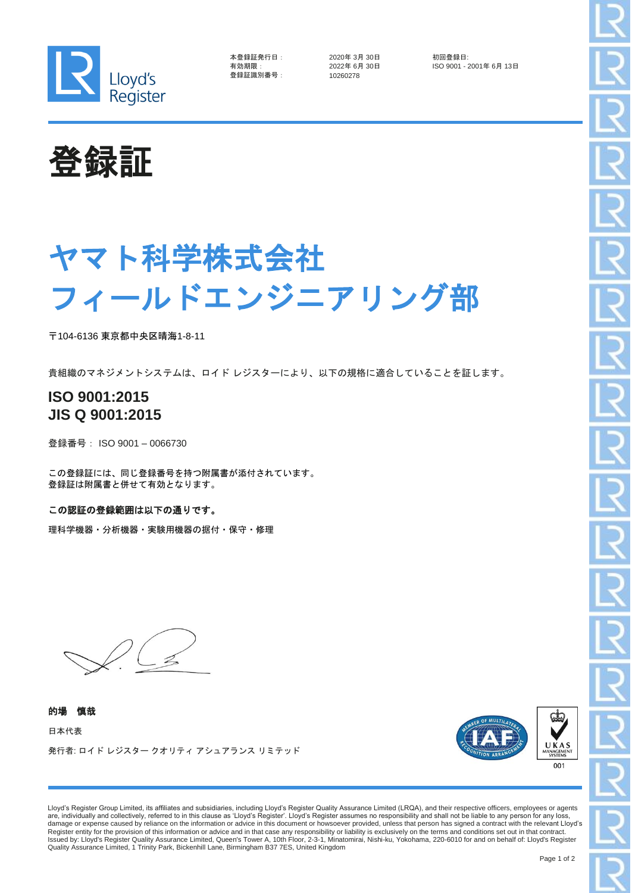Lloyd's Register

本登録証発行日：2020年 3月 30日
有効期限：2022年 6月 30日
登録証識別番号：10260278

初回登録日:
ISO 9001 - 2001年 6月 13日

# 登録証

# ヤマト科学株式会社
# フィールドエンジニアリング部

〒104-6136 東京都中央区晴海1-8-11

貴組織のマネジメントシステムは、ロイド レジスターにより、以下の規格に適合していることを証します。

## ISO 9001:2015
## JIS Q 9001:2015

登録番号： ISO 9001 – 0066730

この登録証には、同じ登録番号を持つ附属書が添付されています。
登録証は附属書と併せて有効となります。

**この認証の登録範囲は以下の通りです。**

理科学機器・分析機器・実験用機器の据付・保守・修理

**的場　慎哉**

日本代表

発行者: ロイド レジスター クオリティ アシュアランス リミテッド

UKAS MANAGEMENT SYSTEMS 001

Lloyd's Register Group Limited, its affiliates and subsidiaries, including Lloyd's Register Quality Assurance Limited (LRQA), and their respective officers, employees or agents are, individually and collectively, referred to in this clause as 'Lloyd's Register'. Lloyd's Register assumes no responsibility and shall not be liable to any person for any loss, damage or expense caused by reliance on the information or advice in this document or howsoever provided, unless that person has signed a contract with the relevant Lloyd's Register entity for the provision of this information or advice and in that case any responsibility or liability is exclusively on the terms and conditions set out in that contract.
Issued by: Lloyd's Register Quality Assurance Limited, Queen's Tower A, 10th Floor, 2-3-1, Minatomirai, Nishi-ku, Yokohama, 220-6010 for and on behalf of: Lloyd's Register Quality Assurance Limited, 1 Trinity Park, Bickenhill Lane, Birmingham B37 7ES, United Kingdom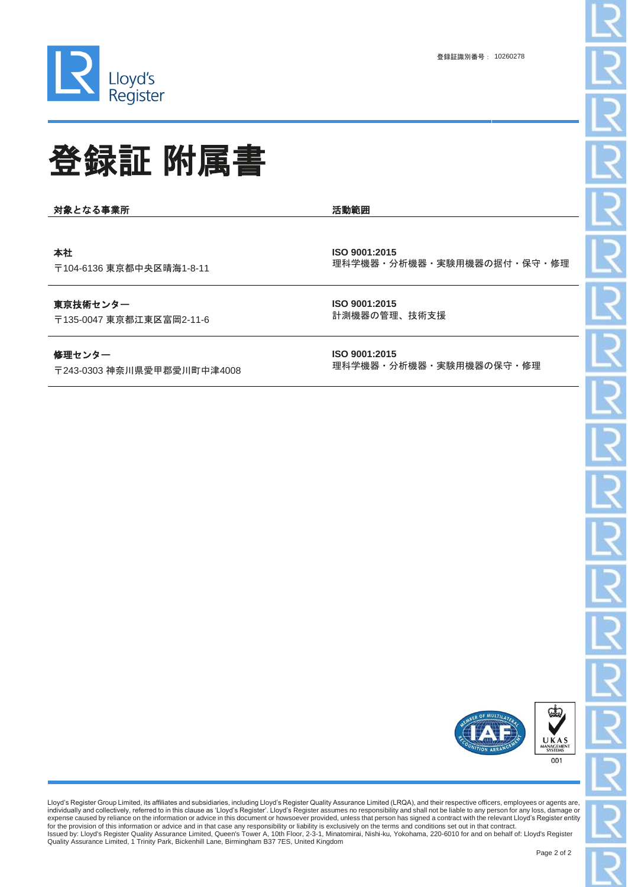登録証識別番号： 10260278

# 登録証 附属書

| 対象となる事業所 | 活動範囲 |
| --- | --- |
| **本社**<br>〒104-6136 東京都中央区晴海1-8-11 | **ISO 9001:2015**<br>理科学機器・分析機器・実験用機器の据付・保守・修理 |
| **東京技術センター**<br>〒135-0047 東京都江東区富岡2-11-6 | **ISO 9001:2015**<br>計測機器の管理、技術支援 |
| **修理センター**<br>〒243-0303 神奈川県愛甲郡愛川町中津4008 | **ISO 9001:2015**<br>理科学機器・分析機器・実験用機器の保守・修理 |

UKAS MANAGEMENT SYSTEMS 001

Lloyd's Register Group Limited, its affiliates and subsidiaries, including Lloyd's Register Quality Assurance Limited (LRQA), and their respective officers, employees or agents are, individually and collectively, referred to in this clause as 'Lloyd's Register'. Lloyd's Register assumes no responsibility and shall not be liable to any person for any loss, damage or expense caused by reliance on the information or advice in this document or howsoever provided, unless that person has signed a contract with the relevant Lloyd's Register entity for the provision of this information or advice and in that case any responsibility or liability is exclusively on the terms and conditions set out in that contract.
Issued by: Lloyd's Register Quality Assurance Limited, Queen's Tower A, 10th Floor, 2-3-1, Minatomirai, Nishi-ku, Yokohama, 220-6010 for and on behalf of: Lloyd's Register Quality Assurance Limited, 1 Trinity Park, Bickenhill Lane, Birmingham B37 7ES, United Kingdom